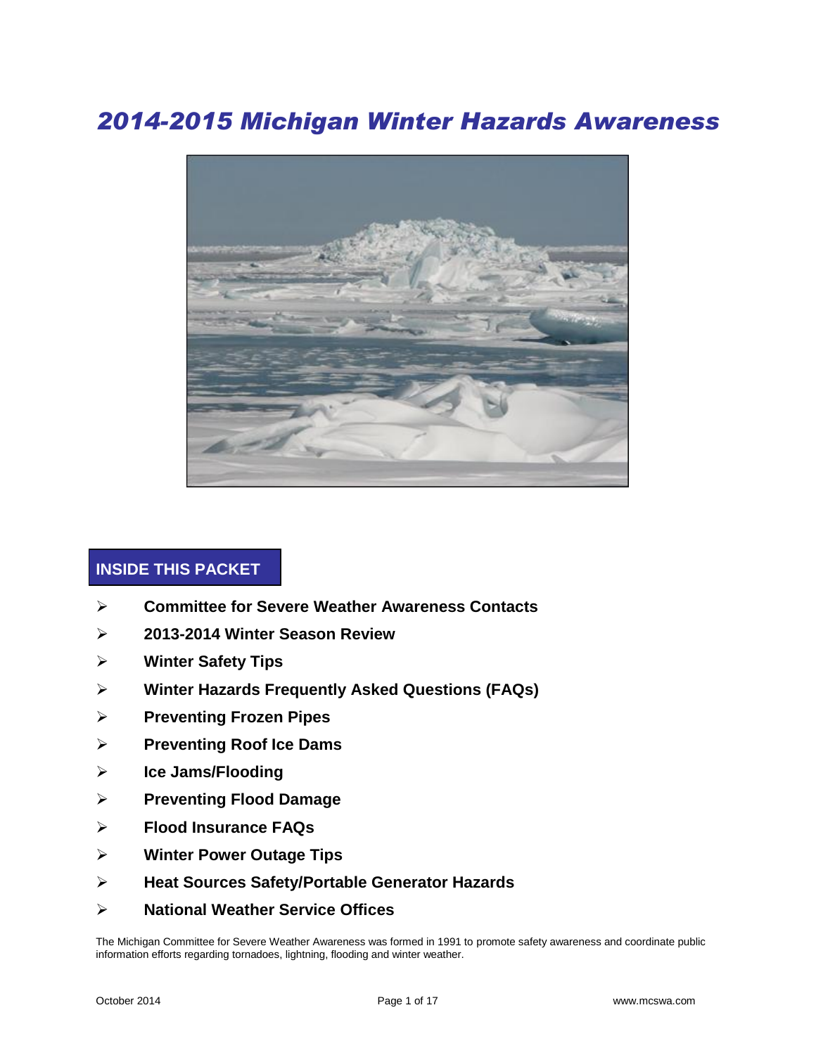# *2014-2015 Michigan Winter Hazards Awareness*

## INSIDE THIS PACKET

- **Committee for Severe Weather Awareness Contacts**
- **2013-2014 Winter Season Review**
- **Winter Safety Tips**
- **Winter Hazards Frequently Asked Questions (FAQs)**
- **Preventing Frozen Pipes**
- **Preventing Roof Ice Dams**
- **Ice Jams/Flooding**
- **Preventing Flood Damage**
- **Flood Insurance FAQs**
- **Winter Power Outage Tips**
- **Heat Sources Safety/Portable Generator Hazards**
- **National Weather Service Offices**

The Michigan Committee for Severe Weather Awareness was formed in 1991 to promote safety awareness and coordinate public information efforts regarding tornadoes, lightning, flooding and winter weather.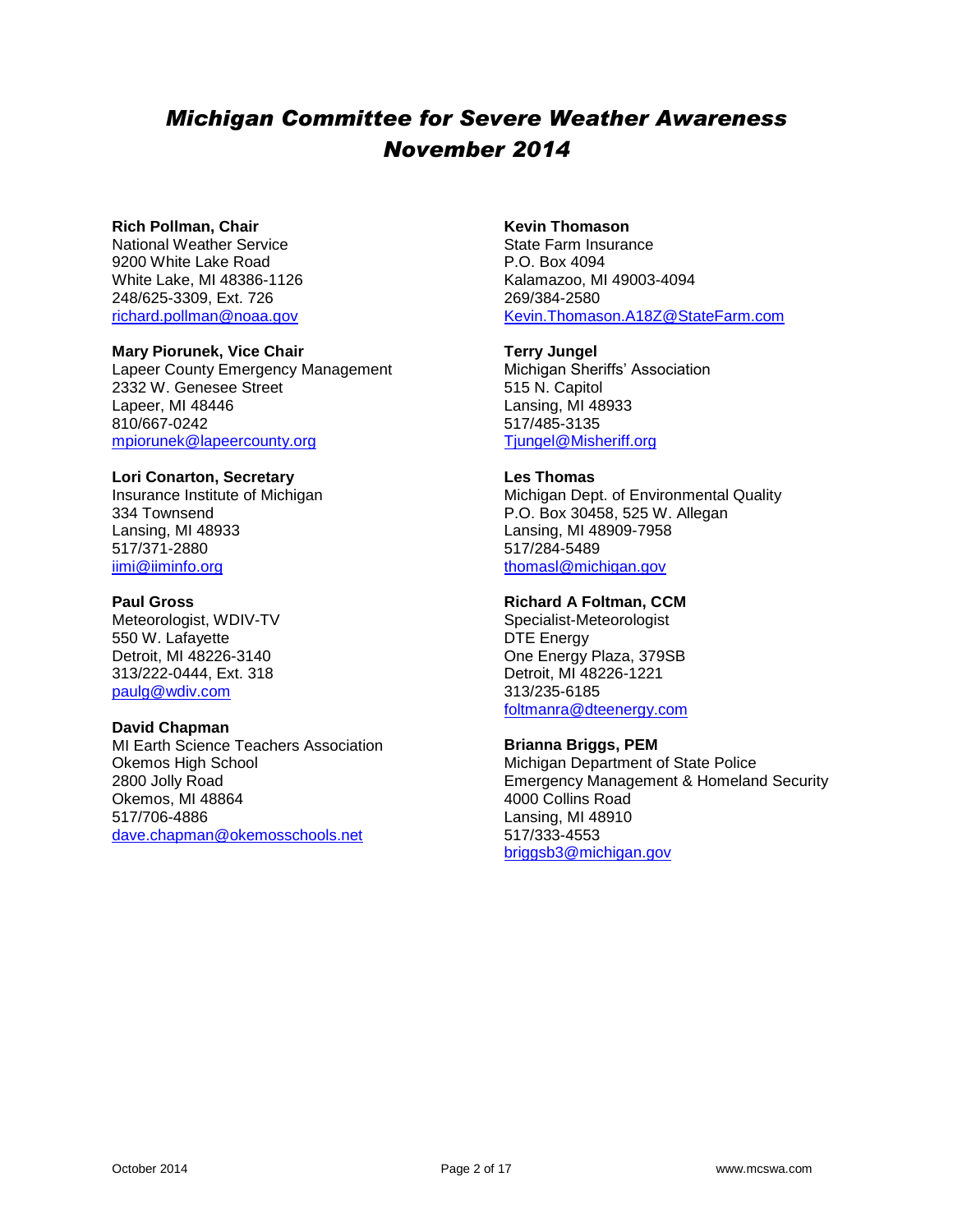# *Michigan Committee for Severe Weather Awareness November 2014*

**Rich Pollman, Chair**
National Weather Service
9200 White Lake Road
White Lake, MI 48386-1126
248/625-3309, Ext. 726
richard.pollman@noaa.gov

**Mary Piorunek, Vice Chair**
Lapeer County Emergency Management
2332 W. Genesee Street
Lapeer, MI 48446
810/667-0242
mpiorunek@lapeercounty.org

**Lori Conarton, Secretary**
Insurance Institute of Michigan
334 Townsend
Lansing, MI 48933
517/371-2880
iimi@iiminfo.org

**Paul Gross**
Meteorologist, WDIV-TV
550 W. Lafayette
Detroit, MI 48226-3140
313/222-0444, Ext. 318
paulg@wdiv.com

**David Chapman**
MI Earth Science Teachers Association
Okemos High School
2800 Jolly Road
Okemos, MI 48864
517/706-4886
dave.chapman@okemosschools.net

**Kevin Thomason**
State Farm Insurance
P.O. Box 4094
Kalamazoo, MI 49003-4094
269/384-2580
Kevin.Thomason.A18Z@StateFarm.com

**Terry Jungel**
Michigan Sheriffs' Association
515 N. Capitol
Lansing, MI 48933
517/485-3135
Tjungel@Misheriff.org

**Les Thomas**
Michigan Dept. of Environmental Quality
P.O. Box 30458, 525 W. Allegan
Lansing, MI 48909-7958
517/284-5489
thomasl@michigan.gov

**Richard A Foltman, CCM**
Specialist-Meteorologist
DTE Energy
One Energy Plaza, 379SB
Detroit, MI 48226-1221
313/235-6185
foltmanra@dteenergy.com

**Brianna Briggs, PEM**
Michigan Department of State Police
Emergency Management & Homeland Security
4000 Collins Road
Lansing, MI 48910
517/333-4553
briggsb3@michigan.gov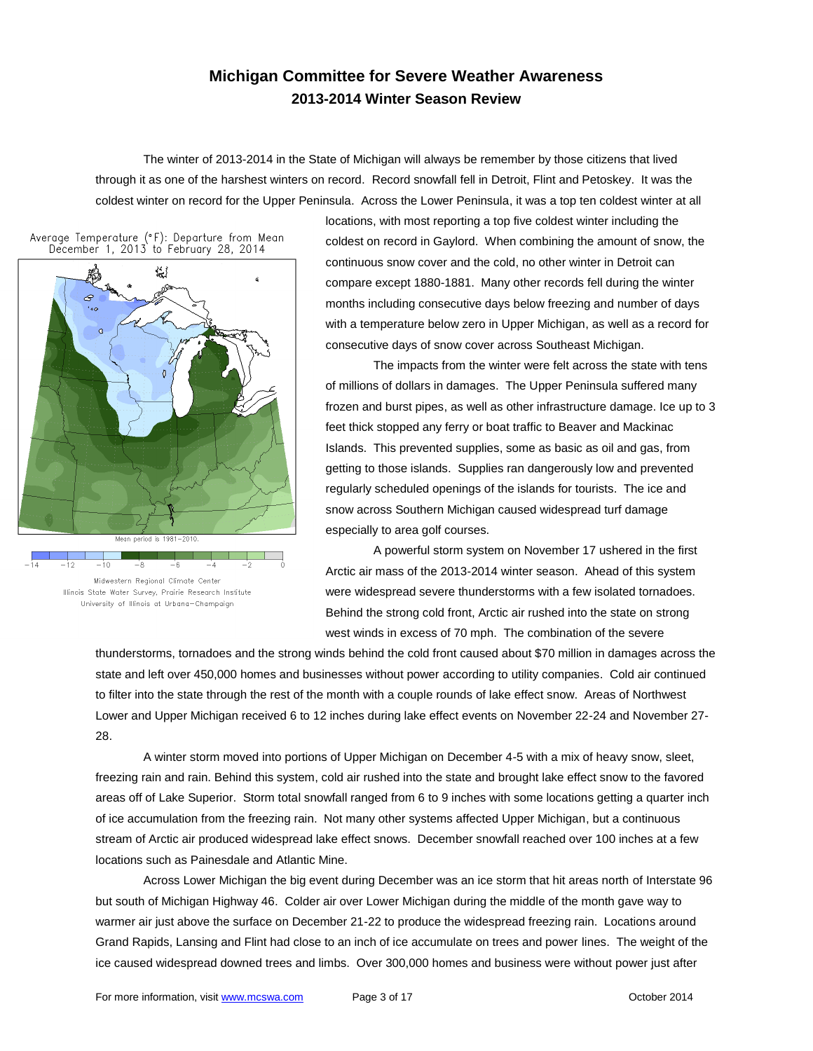# Michigan Committee for Severe Weather Awareness
## 2013-2014 Winter Season Review

The winter of 2013-2014 in the State of Michigan will always be remember by those citizens that lived through it as one of the harshest winters on record. Record snowfall fell in Detroit, Flint and Petoskey. It was the coldest winter on record for the Upper Peninsula. Across the Lower Peninsula, it was a top ten coldest winter at all locations, with most reporting a top five coldest winter including the coldest on record in Gaylord. When combining the amount of snow, the continuous snow cover and the cold, no other winter in Detroit can compare except 1880-1881. Many other records fell during the winter months including consecutive days below freezing and number of days with a temperature below zero in Upper Michigan, as well as a record for consecutive days of snow cover across Southeast Michigan.

Average Temperature (°F): Departure from Mean December 1, 2013 to February 28, 2014

Mean period is 1981–2010.

Midwestern Regional Climate Center
Illinois State Water Survey, Prairie Research Institute
University of Illinois at Urbana–Champaign

The impacts from the winter were felt across the state with tens of millions of dollars in damages. The Upper Peninsula suffered many frozen and burst pipes, as well as other infrastructure damage. Ice up to 3 feet thick stopped any ferry or boat traffic to Beaver and Mackinac Islands. This prevented supplies, some as basic as oil and gas, from getting to those islands. Supplies ran dangerously low and prevented regularly scheduled openings of the islands for tourists. The ice and snow across Southern Michigan caused widespread turf damage especially to area golf courses.

A powerful storm system on November 17 ushered in the first Arctic air mass of the 2013-2014 winter season. Ahead of this system were widespread severe thunderstorms with a few isolated tornadoes. Behind the strong cold front, Arctic air rushed into the state on strong west winds in excess of 70 mph. The combination of the severe thunderstorms, tornadoes and the strong winds behind the cold front caused about $70 million in damages across the state and left over 450,000 homes and businesses without power according to utility companies. Cold air continued to filter into the state through the rest of the month with a couple rounds of lake effect snow. Areas of Northwest Lower and Upper Michigan received 6 to 12 inches during lake effect events on November 22-24 and November 27-28.

A winter storm moved into portions of Upper Michigan on December 4-5 with a mix of heavy snow, sleet, freezing rain and rain. Behind this system, cold air rushed into the state and brought lake effect snow to the favored areas off of Lake Superior. Storm total snowfall ranged from 6 to 9 inches with some locations getting a quarter inch of ice accumulation from the freezing rain. Not many other systems affected Upper Michigan, but a continuous stream of Arctic air produced widespread lake effect snows. December snowfall reached over 100 inches at a few locations such as Painesdale and Atlantic Mine.

Across Lower Michigan the big event during December was an ice storm that hit areas north of Interstate 96 but south of Michigan Highway 46. Colder air over Lower Michigan during the middle of the month gave way to warmer air just above the surface on December 21-22 to produce the widespread freezing rain. Locations around Grand Rapids, Lansing and Flint had close to an inch of ice accumulate on trees and power lines. The weight of the ice caused widespread downed trees and limbs. Over 300,000 homes and business were without power just after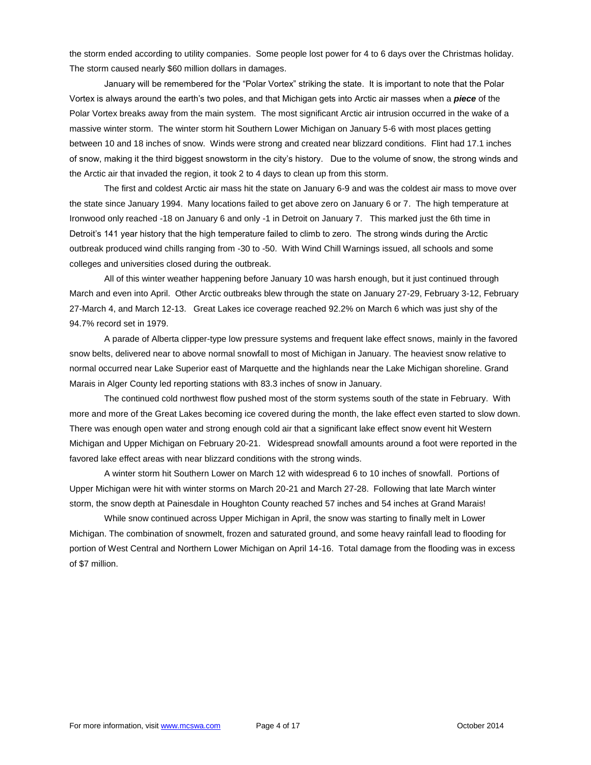the storm ended according to utility companies. Some people lost power for 4 to 6 days over the Christmas holiday. The storm caused nearly $60 million dollars in damages.

January will be remembered for the "Polar Vortex" striking the state. It is important to note that the Polar Vortex is always around the earth's two poles, and that Michigan gets into Arctic air masses when a ***piece*** of the Polar Vortex breaks away from the main system. The most significant Arctic air intrusion occurred in the wake of a massive winter storm. The winter storm hit Southern Lower Michigan on January 5-6 with most places getting between 10 and 18 inches of snow. Winds were strong and created near blizzard conditions. Flint had 17.1 inches of snow, making it the third biggest snowstorm in the city's history. Due to the volume of snow, the strong winds and the Arctic air that invaded the region, it took 2 to 4 days to clean up from this storm.

The first and coldest Arctic air mass hit the state on January 6-9 and was the coldest air mass to move over the state since January 1994. Many locations failed to get above zero on January 6 or 7. The high temperature at Ironwood only reached -18 on January 6 and only -1 in Detroit on January 7. This marked just the 6th time in Detroit's 141 year history that the high temperature failed to climb to zero. The strong winds during the Arctic outbreak produced wind chills ranging from -30 to -50. With Wind Chill Warnings issued, all schools and some colleges and universities closed during the outbreak.

All of this winter weather happening before January 10 was harsh enough, but it just continued through March and even into April. Other Arctic outbreaks blew through the state on January 27-29, February 3-12, February 27-March 4, and March 12-13. Great Lakes ice coverage reached 92.2% on March 6 which was just shy of the 94.7% record set in 1979.

A parade of Alberta clipper-type low pressure systems and frequent lake effect snows, mainly in the favored snow belts, delivered near to above normal snowfall to most of Michigan in January. The heaviest snow relative to normal occurred near Lake Superior east of Marquette and the highlands near the Lake Michigan shoreline. Grand Marais in Alger County led reporting stations with 83.3 inches of snow in January.

The continued cold northwest flow pushed most of the storm systems south of the state in February. With more and more of the Great Lakes becoming ice covered during the month, the lake effect even started to slow down. There was enough open water and strong enough cold air that a significant lake effect snow event hit Western Michigan and Upper Michigan on February 20-21. Widespread snowfall amounts around a foot were reported in the favored lake effect areas with near blizzard conditions with the strong winds.

A winter storm hit Southern Lower on March 12 with widespread 6 to 10 inches of snowfall. Portions of Upper Michigan were hit with winter storms on March 20-21 and March 27-28. Following that late March winter storm, the snow depth at Painesdale in Houghton County reached 57 inches and 54 inches at Grand Marais!

While snow continued across Upper Michigan in April, the snow was starting to finally melt in Lower Michigan. The combination of snowmelt, frozen and saturated ground, and some heavy rainfall lead to flooding for portion of West Central and Northern Lower Michigan on April 14-16. Total damage from the flooding was in excess of $7 million.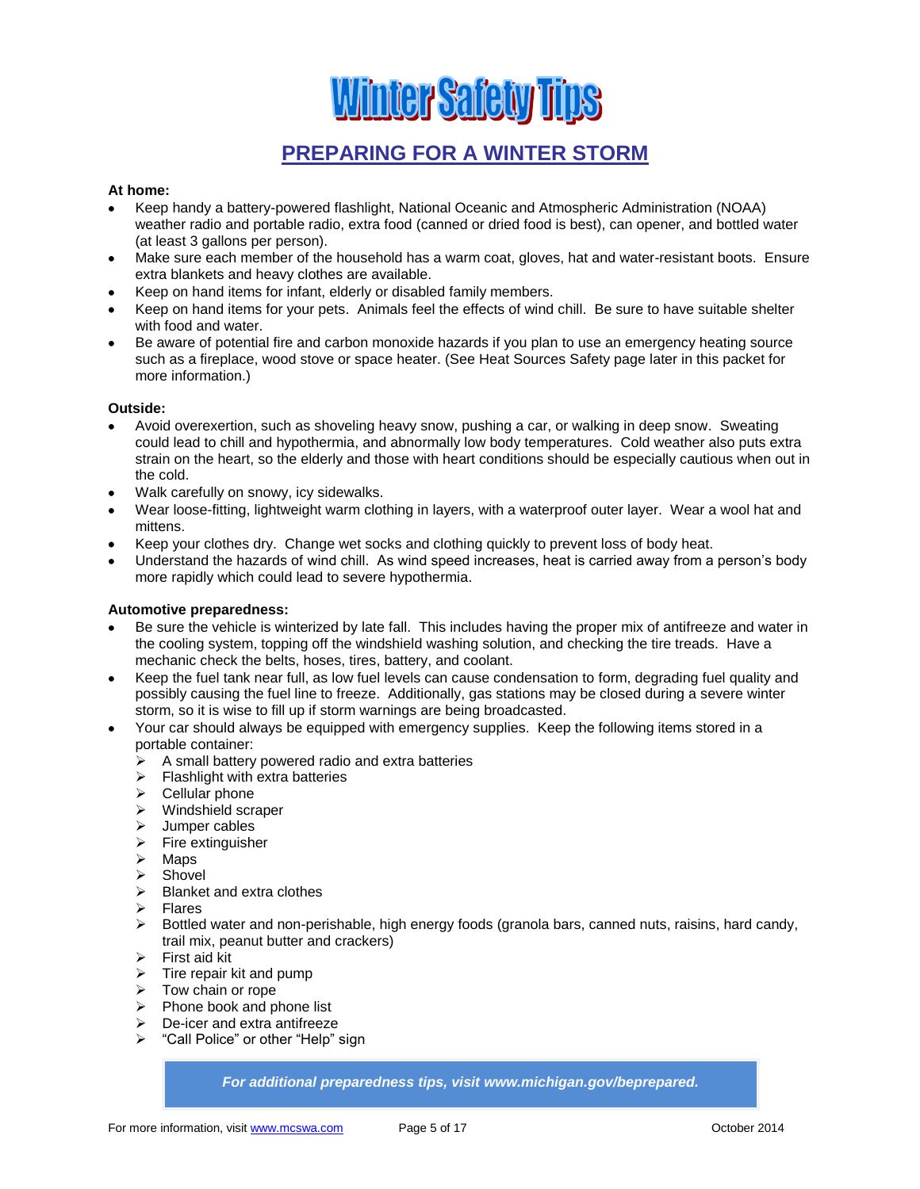# Winter Safety Tips

## PREPARING FOR A WINTER STORM

**At home:**

- Keep handy a battery-powered flashlight, National Oceanic and Atmospheric Administration (NOAA) weather radio and portable radio, extra food (canned or dried food is best), can opener, and bottled water (at least 3 gallons per person).
- Make sure each member of the household has a warm coat, gloves, hat and water-resistant boots. Ensure extra blankets and heavy clothes are available.
- Keep on hand items for infant, elderly or disabled family members.
- Keep on hand items for your pets. Animals feel the effects of wind chill. Be sure to have suitable shelter with food and water.
- Be aware of potential fire and carbon monoxide hazards if you plan to use an emergency heating source such as a fireplace, wood stove or space heater. (See Heat Sources Safety page later in this packet for more information.)

**Outside:**

- Avoid overexertion, such as shoveling heavy snow, pushing a car, or walking in deep snow. Sweating could lead to chill and hypothermia, and abnormally low body temperatures. Cold weather also puts extra strain on the heart, so the elderly and those with heart conditions should be especially cautious when out in the cold.
- Walk carefully on snowy, icy sidewalks.
- Wear loose-fitting, lightweight warm clothing in layers, with a waterproof outer layer. Wear a wool hat and mittens.
- Keep your clothes dry. Change wet socks and clothing quickly to prevent loss of body heat.
- Understand the hazards of wind chill. As wind speed increases, heat is carried away from a person's body more rapidly which could lead to severe hypothermia.

**Automotive preparedness:**

- Be sure the vehicle is winterized by late fall. This includes having the proper mix of antifreeze and water in the cooling system, topping off the windshield washing solution, and checking the tire treads. Have a mechanic check the belts, hoses, tires, battery, and coolant.
- Keep the fuel tank near full, as low fuel levels can cause condensation to form, degrading fuel quality and possibly causing the fuel line to freeze. Additionally, gas stations may be closed during a severe winter storm, so it is wise to fill up if storm warnings are being broadcasted.
- Your car should always be equipped with emergency supplies. Keep the following items stored in a portable container:
  - A small battery powered radio and extra batteries
  - Flashlight with extra batteries
  - Cellular phone
  - Windshield scraper
  - Jumper cables
  - Fire extinguisher
  - Maps
  - Shovel
  - Blanket and extra clothes
  - Flares
  - Bottled water and non-perishable, high energy foods (granola bars, canned nuts, raisins, hard candy, trail mix, peanut butter and crackers)
  - First aid kit
  - Tire repair kit and pump
  - Tow chain or rope
  - Phone book and phone list
  - De-icer and extra antifreeze
  - "Call Police" or other "Help" sign

***For additional preparedness tips, visit www.michigan.gov/beprepared.***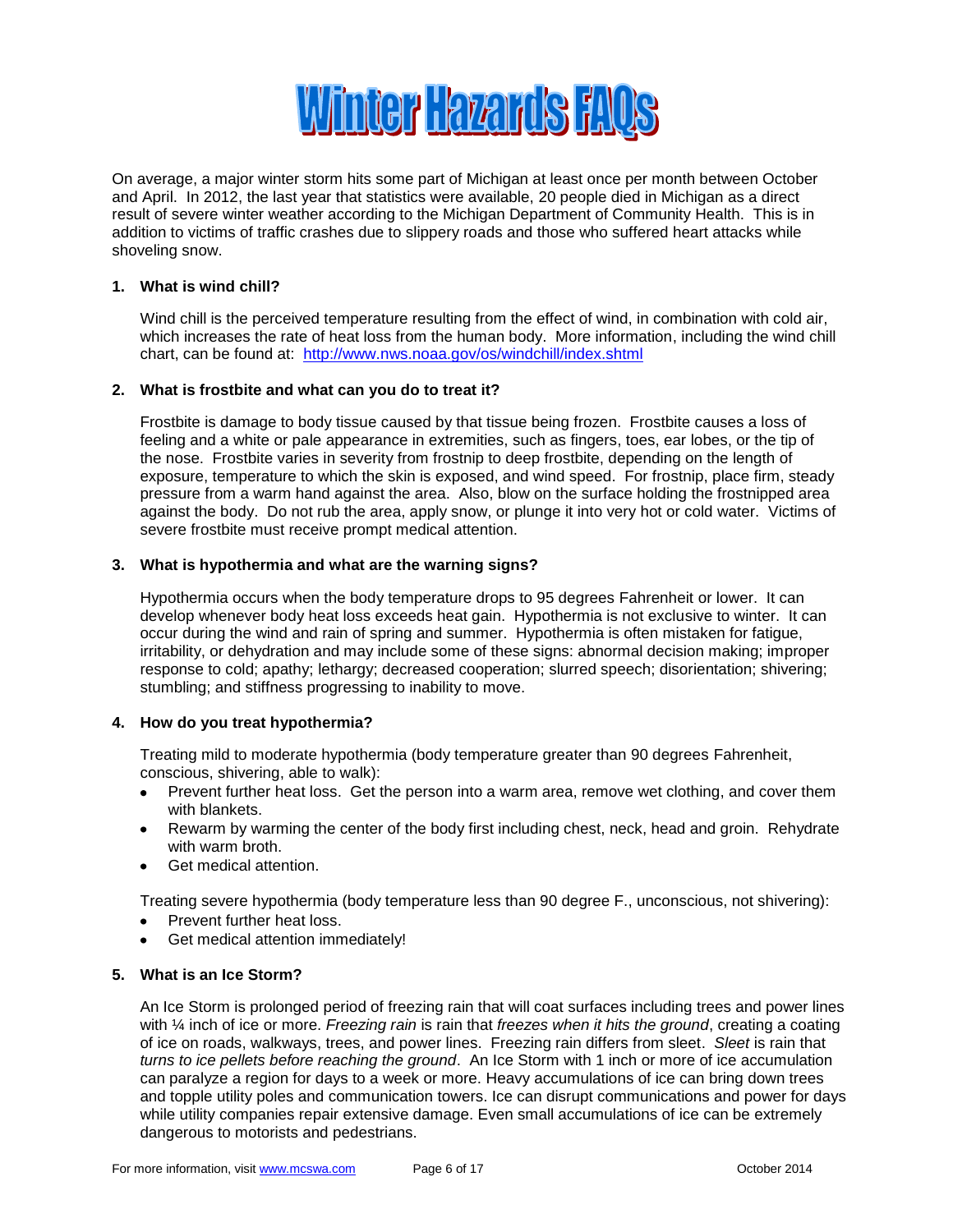# Winter Hazards FAQs

On average, a major winter storm hits some part of Michigan at least once per month between October and April. In 2012, the last year that statistics were available, 20 people died in Michigan as a direct result of severe winter weather according to the Michigan Department of Community Health. This is in addition to victims of traffic crashes due to slippery roads and those who suffered heart attacks while shoveling snow.

**1. What is wind chill?**

Wind chill is the perceived temperature resulting from the effect of wind, in combination with cold air, which increases the rate of heat loss from the human body. More information, including the wind chill chart, can be found at: [http://www.nws.noaa.gov/os/windchill/index.shtml](http://www.nws.noaa.gov/os/windchill/index.shtml)

**2. What is frostbite and what can you do to treat it?**

Frostbite is damage to body tissue caused by that tissue being frozen. Frostbite causes a loss of feeling and a white or pale appearance in extremities, such as fingers, toes, ear lobes, or the tip of the nose. Frostbite varies in severity from frostnip to deep frostbite, depending on the length of exposure, temperature to which the skin is exposed, and wind speed. For frostnip, place firm, steady pressure from a warm hand against the area. Also, blow on the surface holding the frostnipped area against the body. Do not rub the area, apply snow, or plunge it into very hot or cold water. Victims of severe frostbite must receive prompt medical attention.

**3. What is hypothermia and what are the warning signs?**

Hypothermia occurs when the body temperature drops to 95 degrees Fahrenheit or lower. It can develop whenever body heat loss exceeds heat gain. Hypothermia is not exclusive to winter. It can occur during the wind and rain of spring and summer. Hypothermia is often mistaken for fatigue, irritability, or dehydration and may include some of these signs: abnormal decision making; improper response to cold; apathy; lethargy; decreased cooperation; slurred speech; disorientation; shivering; stumbling; and stiffness progressing to inability to move.

**4. How do you treat hypothermia?**

Treating mild to moderate hypothermia (body temperature greater than 90 degrees Fahrenheit, conscious, shivering, able to walk):

- Prevent further heat loss. Get the person into a warm area, remove wet clothing, and cover them with blankets.
- Rewarm by warming the center of the body first including chest, neck, head and groin. Rehydrate with warm broth.
- Get medical attention.

Treating severe hypothermia (body temperature less than 90 degree F., unconscious, not shivering):

- Prevent further heat loss.
- Get medical attention immediately!

**5. What is an Ice Storm?**

An Ice Storm is prolonged period of freezing rain that will coat surfaces including trees and power lines with ¼ inch of ice or more. *Freezing rain* is rain that *freezes when it hits the ground*, creating a coating of ice on roads, walkways, trees, and power lines. Freezing rain differs from sleet. *Sleet* is rain that *turns to ice pellets before reaching the ground*. An Ice Storm with 1 inch or more of ice accumulation can paralyze a region for days to a week or more. Heavy accumulations of ice can bring down trees and topple utility poles and communication towers. Ice can disrupt communications and power for days while utility companies repair extensive damage. Even small accumulations of ice can be extremely dangerous to motorists and pedestrians.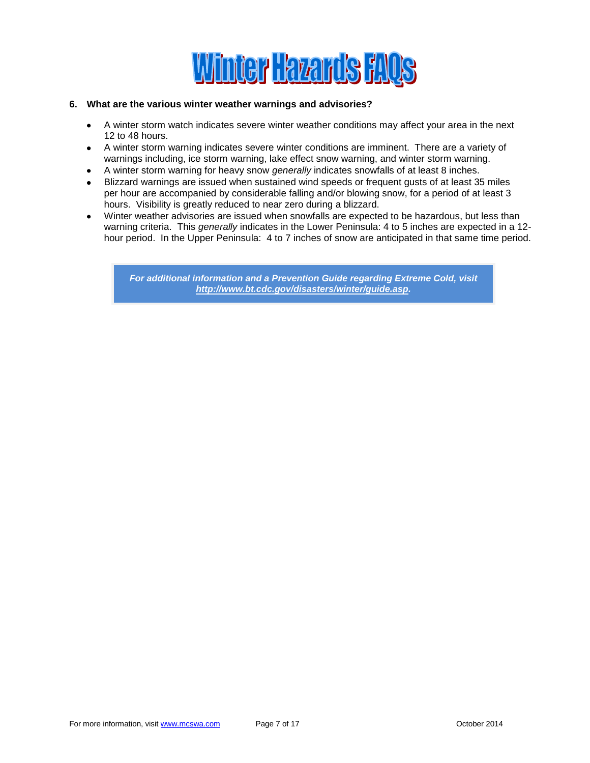# Winter Hazards FAQs

**6. What are the various winter weather warnings and advisories?**

- A winter storm watch indicates severe winter weather conditions may affect your area in the next 12 to 48 hours.
- A winter storm warning indicates severe winter conditions are imminent. There are a variety of warnings including, ice storm warning, lake effect snow warning, and winter storm warning.
- A winter storm warning for heavy snow *generally* indicates snowfalls of at least 8 inches.
- Blizzard warnings are issued when sustained wind speeds or frequent gusts of at least 35 miles per hour are accompanied by considerable falling and/or blowing snow, for a period of at least 3 hours. Visibility is greatly reduced to near zero during a blizzard.
- Winter weather advisories are issued when snowfalls are expected to be hazardous, but less than warning criteria. This *generally* indicates in the Lower Peninsula: 4 to 5 inches are expected in a 12-hour period. In the Upper Peninsula: 4 to 7 inches of snow are anticipated in that same time period.

***For additional information and a Prevention Guide regarding Extreme Cold, visit http://www.bt.cdc.gov/disasters/winter/guide.asp.***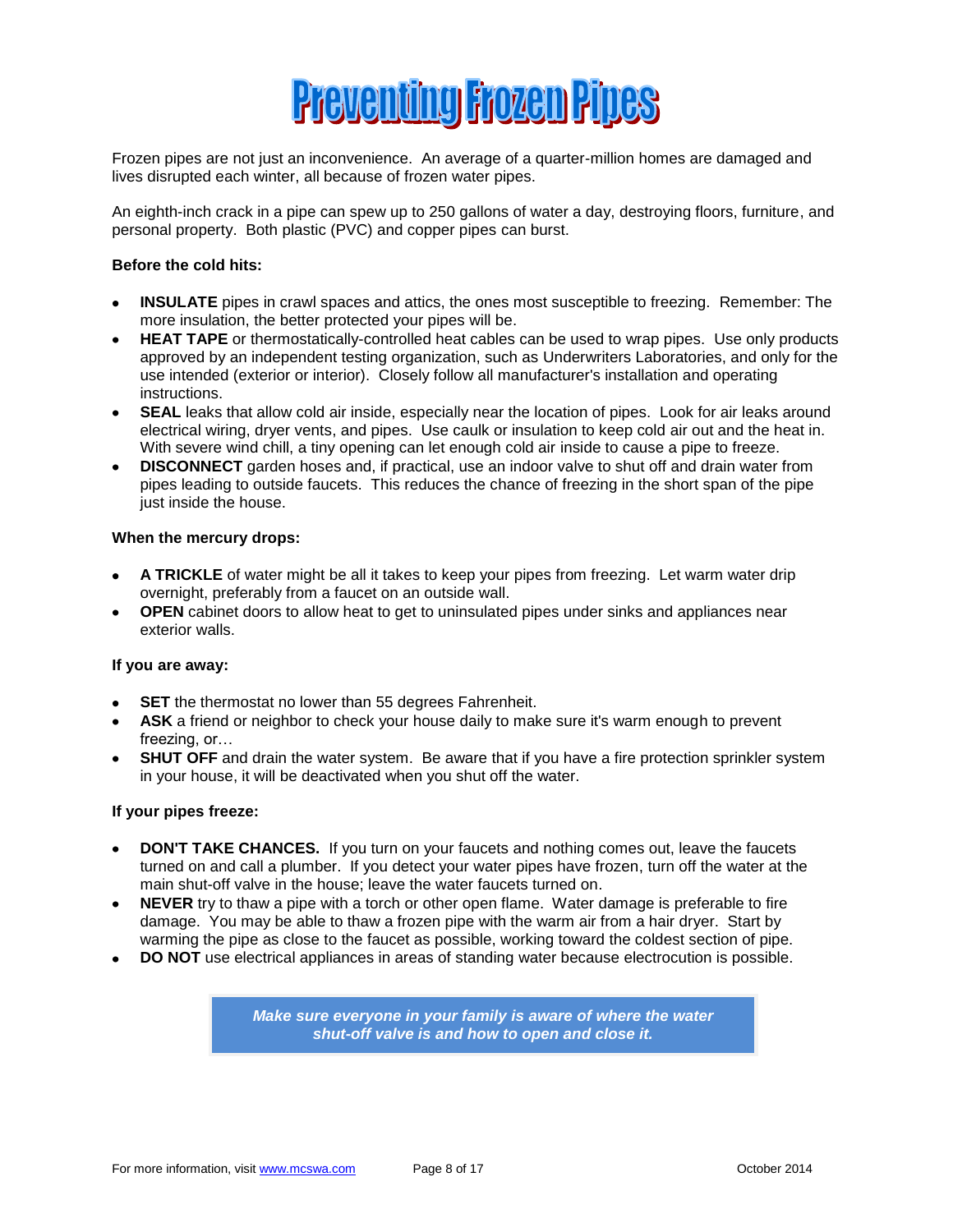# Preventing Frozen Pipes

Frozen pipes are not just an inconvenience. An average of a quarter-million homes are damaged and lives disrupted each winter, all because of frozen water pipes.

An eighth-inch crack in a pipe can spew up to 250 gallons of water a day, destroying floors, furniture, and personal property. Both plastic (PVC) and copper pipes can burst.

**Before the cold hits:**

- **INSULATE** pipes in crawl spaces and attics, the ones most susceptible to freezing. Remember: The more insulation, the better protected your pipes will be.
- **HEAT TAPE** or thermostatically-controlled heat cables can be used to wrap pipes. Use only products approved by an independent testing organization, such as Underwriters Laboratories, and only for the use intended (exterior or interior). Closely follow all manufacturer's installation and operating instructions.
- **SEAL** leaks that allow cold air inside, especially near the location of pipes. Look for air leaks around electrical wiring, dryer vents, and pipes. Use caulk or insulation to keep cold air out and the heat in. With severe wind chill, a tiny opening can let enough cold air inside to cause a pipe to freeze.
- **DISCONNECT** garden hoses and, if practical, use an indoor valve to shut off and drain water from pipes leading to outside faucets. This reduces the chance of freezing in the short span of the pipe just inside the house.

**When the mercury drops:**

- **A TRICKLE** of water might be all it takes to keep your pipes from freezing. Let warm water drip overnight, preferably from a faucet on an outside wall.
- **OPEN** cabinet doors to allow heat to get to uninsulated pipes under sinks and appliances near exterior walls.

**If you are away:**

- **SET** the thermostat no lower than 55 degrees Fahrenheit.
- **ASK** a friend or neighbor to check your house daily to make sure it's warm enough to prevent freezing, or…
- **SHUT OFF** and drain the water system. Be aware that if you have a fire protection sprinkler system in your house, it will be deactivated when you shut off the water.

**If your pipes freeze:**

- **DON'T TAKE CHANCES.** If you turn on your faucets and nothing comes out, leave the faucets turned on and call a plumber. If you detect your water pipes have frozen, turn off the water at the main shut-off valve in the house; leave the water faucets turned on.
- **NEVER** try to thaw a pipe with a torch or other open flame. Water damage is preferable to fire damage. You may be able to thaw a frozen pipe with the warm air from a hair dryer. Start by warming the pipe as close to the faucet as possible, working toward the coldest section of pipe.
- **DO NOT** use electrical appliances in areas of standing water because electrocution is possible.

***Make sure everyone in your family is aware of where the water shut-off valve is and how to open and close it.***

For more information, visit www.mcswa.com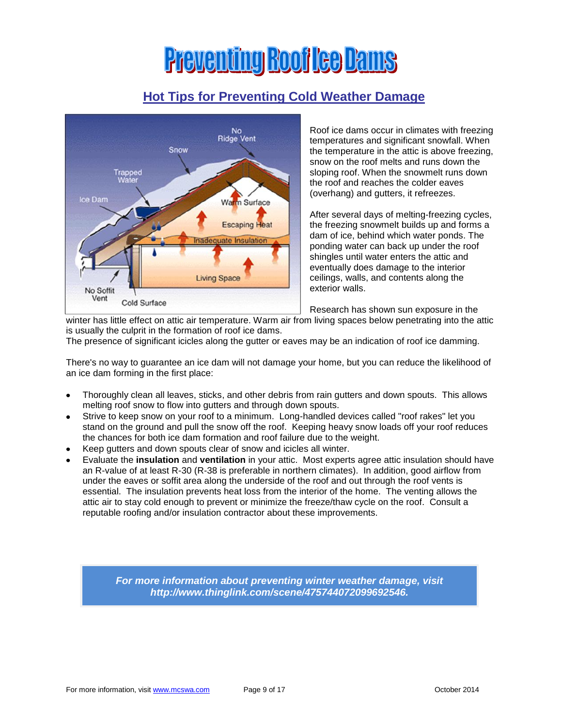# Preventing Roof Ice Dams

## Hot Tips for Preventing Cold Weather Damage

Roof ice dams occur in climates with freezing temperatures and significant snowfall. When the temperature in the attic is above freezing, snow on the roof melts and runs down the sloping roof. When the snowmelt runs down the roof and reaches the colder eaves (overhang) and gutters, it refreezes.

After several days of melting-freezing cycles, the freezing snowmelt builds up and forms a dam of ice, behind which water ponds. The ponding water can back up under the roof shingles until water enters the attic and eventually does damage to the interior ceilings, walls, and contents along the exterior walls.

Research has shown sun exposure in the winter has little effect on attic air temperature. Warm air from living spaces below penetrating into the attic is usually the culprit in the formation of roof ice dams.
The presence of significant icicles along the gutter or eaves may be an indication of roof ice damming.

There's no way to guarantee an ice dam will not damage your home, but you can reduce the likelihood of an ice dam forming in the first place:

- Thoroughly clean all leaves, sticks, and other debris from rain gutters and down spouts. This allows melting roof snow to flow into gutters and through down spouts.
- Strive to keep snow on your roof to a minimum. Long-handled devices called "roof rakes" let you stand on the ground and pull the snow off the roof. Keeping heavy snow loads off your roof reduces the chances for both ice dam formation and roof failure due to the weight.
- Keep gutters and down spouts clear of snow and icicles all winter.
- Evaluate the **insulation** and **ventilation** in your attic. Most experts agree attic insulation should have an R-value of at least R-30 (R-38 is preferable in northern climates). In addition, good airflow from under the eaves or soffit area along the underside of the roof and out through the roof vents is essential. The insulation prevents heat loss from the interior of the home. The venting allows the attic air to stay cold enough to prevent or minimize the freeze/thaw cycle on the roof. Consult a reputable roofing and/or insulation contractor about these improvements.

***For more information about preventing winter weather damage, visit http://www.thinglink.com/scene/475744072099692546.***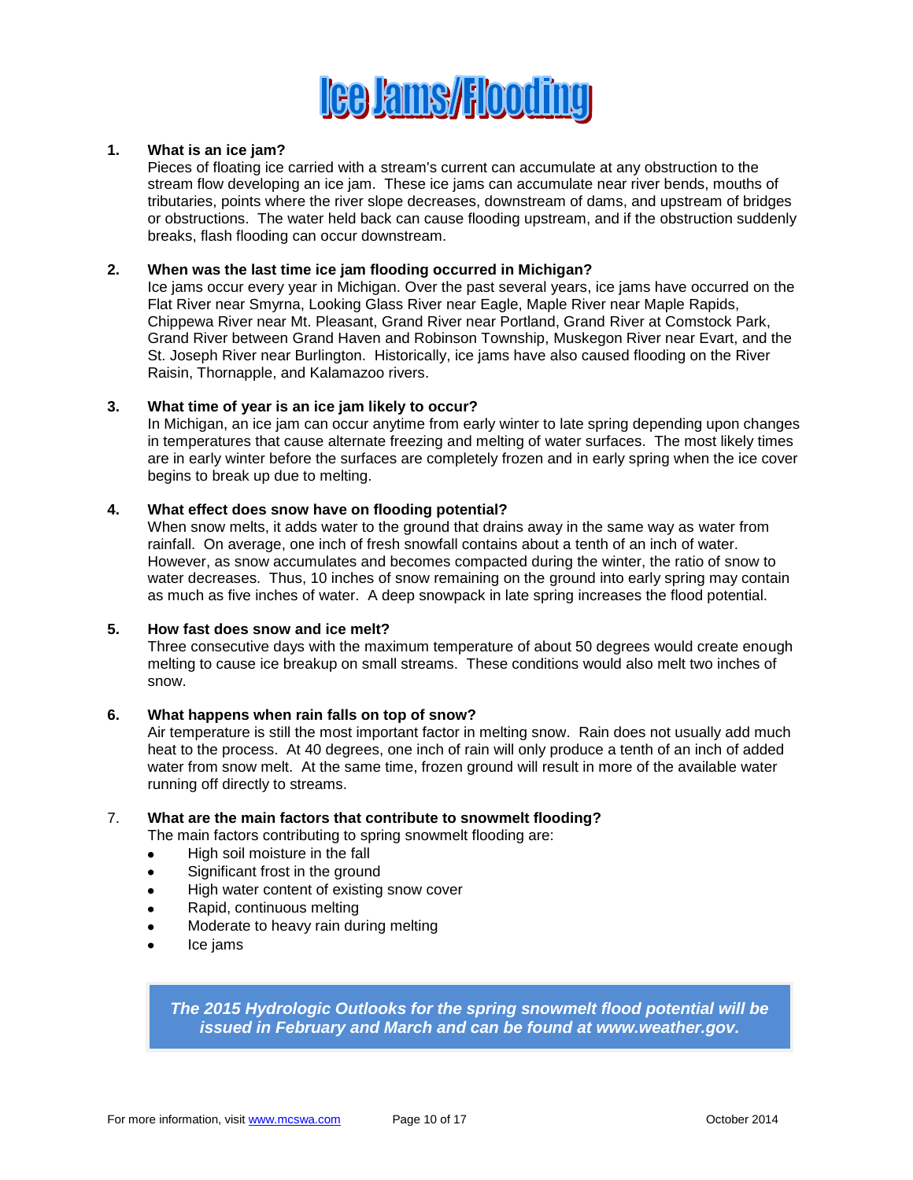# Ice Jams/Flooding

1. **What is an ice jam?**
   Pieces of floating ice carried with a stream's current can accumulate at any obstruction to the stream flow developing an ice jam. These ice jams can accumulate near river bends, mouths of tributaries, points where the river slope decreases, downstream of dams, and upstream of bridges or obstructions. The water held back can cause flooding upstream, and if the obstruction suddenly breaks, flash flooding can occur downstream.

2. **When was the last time ice jam flooding occurred in Michigan?**
   Ice jams occur every year in Michigan. Over the past several years, ice jams have occurred on the Flat River near Smyrna, Looking Glass River near Eagle, Maple River near Maple Rapids, Chippewa River near Mt. Pleasant, Grand River near Portland, Grand River at Comstock Park, Grand River between Grand Haven and Robinson Township, Muskegon River near Evart, and the St. Joseph River near Burlington. Historically, ice jams have also caused flooding on the River Raisin, Thornapple, and Kalamazoo rivers.

3. **What time of year is an ice jam likely to occur?**
   In Michigan, an ice jam can occur anytime from early winter to late spring depending upon changes in temperatures that cause alternate freezing and melting of water surfaces. The most likely times are in early winter before the surfaces are completely frozen and in early spring when the ice cover begins to break up due to melting.

4. **What effect does snow have on flooding potential?**
   When snow melts, it adds water to the ground that drains away in the same way as water from rainfall. On average, one inch of fresh snowfall contains about a tenth of an inch of water. However, as snow accumulates and becomes compacted during the winter, the ratio of snow to water decreases. Thus, 10 inches of snow remaining on the ground into early spring may contain as much as five inches of water. A deep snowpack in late spring increases the flood potential.

5. **How fast does snow and ice melt?**
   Three consecutive days with the maximum temperature of about 50 degrees would create enough melting to cause ice breakup on small streams. These conditions would also melt two inches of snow.

6. **What happens when rain falls on top of snow?**
   Air temperature is still the most important factor in melting snow. Rain does not usually add much heat to the process. At 40 degrees, one inch of rain will only produce a tenth of an inch of added water from snow melt. At the same time, frozen ground will result in more of the available water running off directly to streams.

7. **What are the main factors that contribute to snowmelt flooding?**
   The main factors contributing to spring snowmelt flooding are:
   - High soil moisture in the fall
   - Significant frost in the ground
   - High water content of existing snow cover
   - Rapid, continuous melting
   - Moderate to heavy rain during melting
   - Ice jams

***The 2015 Hydrologic Outlooks for the spring snowmelt flood potential will be issued in February and March and can be found at www.weather.gov.***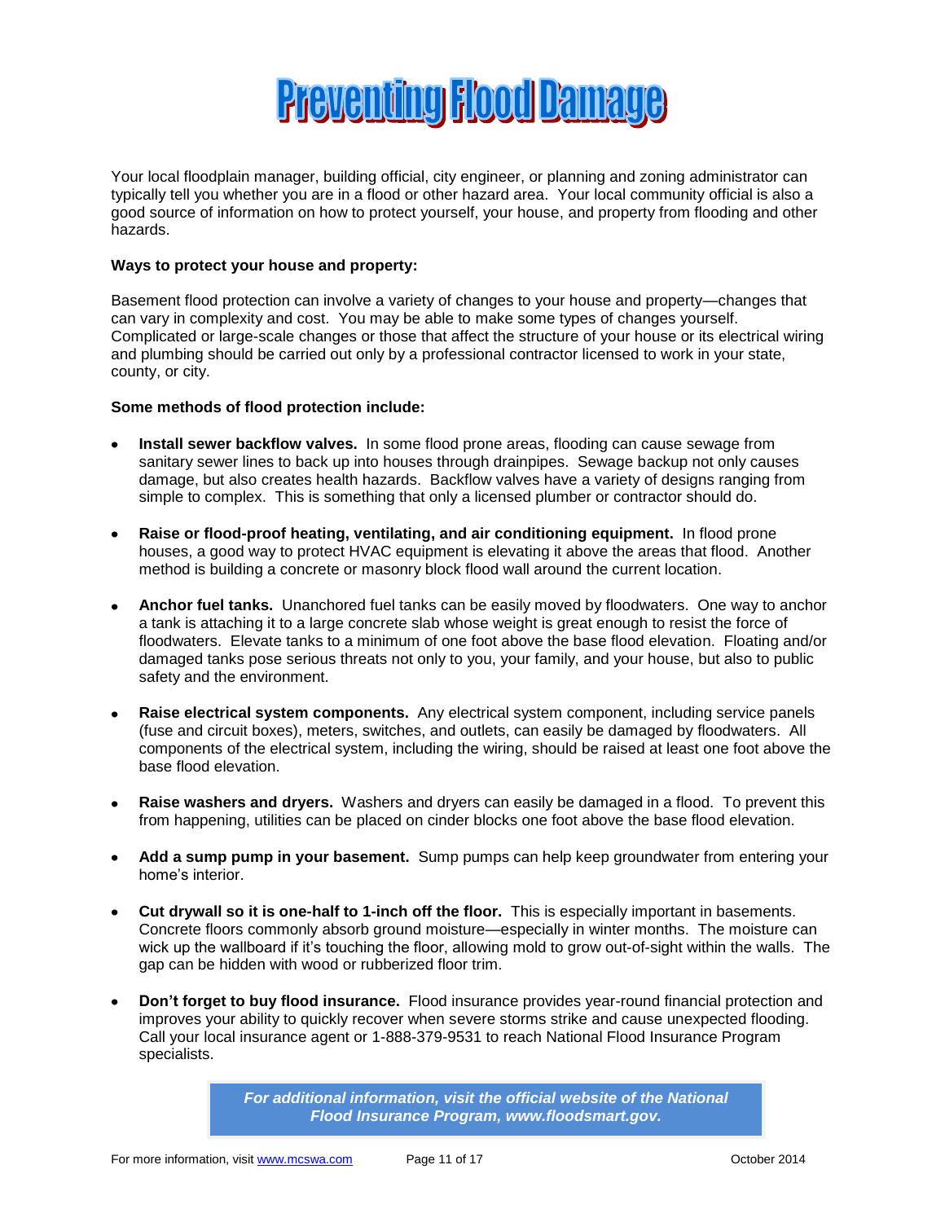# Preventing Flood Damage

Your local floodplain manager, building official, city engineer, or planning and zoning administrator can typically tell you whether you are in a flood or other hazard area. Your local community official is also a good source of information on how to protect yourself, your house, and property from flooding and other hazards.

**Ways to protect your house and property:**

Basement flood protection can involve a variety of changes to your house and property—changes that can vary in complexity and cost. You may be able to make some types of changes yourself. Complicated or large-scale changes or those that affect the structure of your house or its electrical wiring and plumbing should be carried out only by a professional contractor licensed to work in your state, county, or city.

**Some methods of flood protection include:**

- **Install sewer backflow valves.** In some flood prone areas, flooding can cause sewage from sanitary sewer lines to back up into houses through drainpipes. Sewage backup not only causes damage, but also creates health hazards. Backflow valves have a variety of designs ranging from simple to complex. This is something that only a licensed plumber or contractor should do.

- **Raise or flood-proof heating, ventilating, and air conditioning equipment.** In flood prone houses, a good way to protect HVAC equipment is elevating it above the areas that flood. Another method is building a concrete or masonry block flood wall around the current location.

- **Anchor fuel tanks.** Unanchored fuel tanks can be easily moved by floodwaters. One way to anchor a tank is attaching it to a large concrete slab whose weight is great enough to resist the force of floodwaters. Elevate tanks to a minimum of one foot above the base flood elevation. Floating and/or damaged tanks pose serious threats not only to you, your family, and your house, but also to public safety and the environment.

- **Raise electrical system components.** Any electrical system component, including service panels (fuse and circuit boxes), meters, switches, and outlets, can easily be damaged by floodwaters. All components of the electrical system, including the wiring, should be raised at least one foot above the base flood elevation.

- **Raise washers and dryers.** Washers and dryers can easily be damaged in a flood. To prevent this from happening, utilities can be placed on cinder blocks one foot above the base flood elevation.

- **Add a sump pump in your basement.** Sump pumps can help keep groundwater from entering your home's interior.

- **Cut drywall so it is one-half to 1-inch off the floor.** This is especially important in basements. Concrete floors commonly absorb ground moisture—especially in winter months. The moisture can wick up the wallboard if it's touching the floor, allowing mold to grow out-of-sight within the walls. The gap can be hidden with wood or rubberized floor trim.

- **Don't forget to buy flood insurance.** Flood insurance provides year-round financial protection and improves your ability to quickly recover when severe storms strike and cause unexpected flooding. Call your local insurance agent or 1-888-379-9531 to reach National Flood Insurance Program specialists.

***For additional information, visit the official website of the National Flood Insurance Program, www.floodsmart.gov.***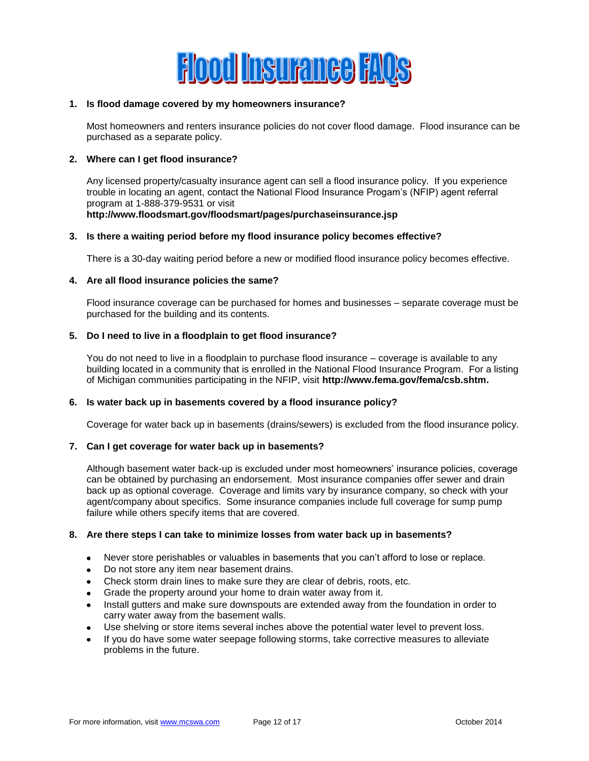# Flood Insurance FAQs

1. **Is flood damage covered by my homeowners insurance?**

   Most homeowners and renters insurance policies do not cover flood damage. Flood insurance can be purchased as a separate policy.

2. **Where can I get flood insurance?**

   Any licensed property/casualty insurance agent can sell a flood insurance policy. If you experience trouble in locating an agent, contact the National Flood Insurance Progam's (NFIP) agent referral program at 1-888-379-9531 or visit **http://www.floodsmart.gov/floodsmart/pages/purchaseinsurance.jsp**

3. **Is there a waiting period before my flood insurance policy becomes effective?**

   There is a 30-day waiting period before a new or modified flood insurance policy becomes effective.

4. **Are all flood insurance policies the same?**

   Flood insurance coverage can be purchased for homes and businesses – separate coverage must be purchased for the building and its contents.

5. **Do I need to live in a floodplain to get flood insurance?**

   You do not need to live in a floodplain to purchase flood insurance – coverage is available to any building located in a community that is enrolled in the National Flood Insurance Program. For a listing of Michigan communities participating in the NFIP, visit **http://www.fema.gov/fema/csb.shtm.**

6. **Is water back up in basements covered by a flood insurance policy?**

   Coverage for water back up in basements (drains/sewers) is excluded from the flood insurance policy.

7. **Can I get coverage for water back up in basements?**

   Although basement water back-up is excluded under most homeowners' insurance policies, coverage can be obtained by purchasing an endorsement. Most insurance companies offer sewer and drain back up as optional coverage. Coverage and limits vary by insurance company, so check with your agent/company about specifics. Some insurance companies include full coverage for sump pump failure while others specify items that are covered.

8. **Are there steps I can take to minimize losses from water back up in basements?**

   - Never store perishables or valuables in basements that you can't afford to lose or replace.
   - Do not store any item near basement drains.
   - Check storm drain lines to make sure they are clear of debris, roots, etc.
   - Grade the property around your home to drain water away from it.
   - Install gutters and make sure downspouts are extended away from the foundation in order to carry water away from the basement walls.
   - Use shelving or store items several inches above the potential water level to prevent loss.
   - If you do have some water seepage following storms, take corrective measures to alleviate problems in the future.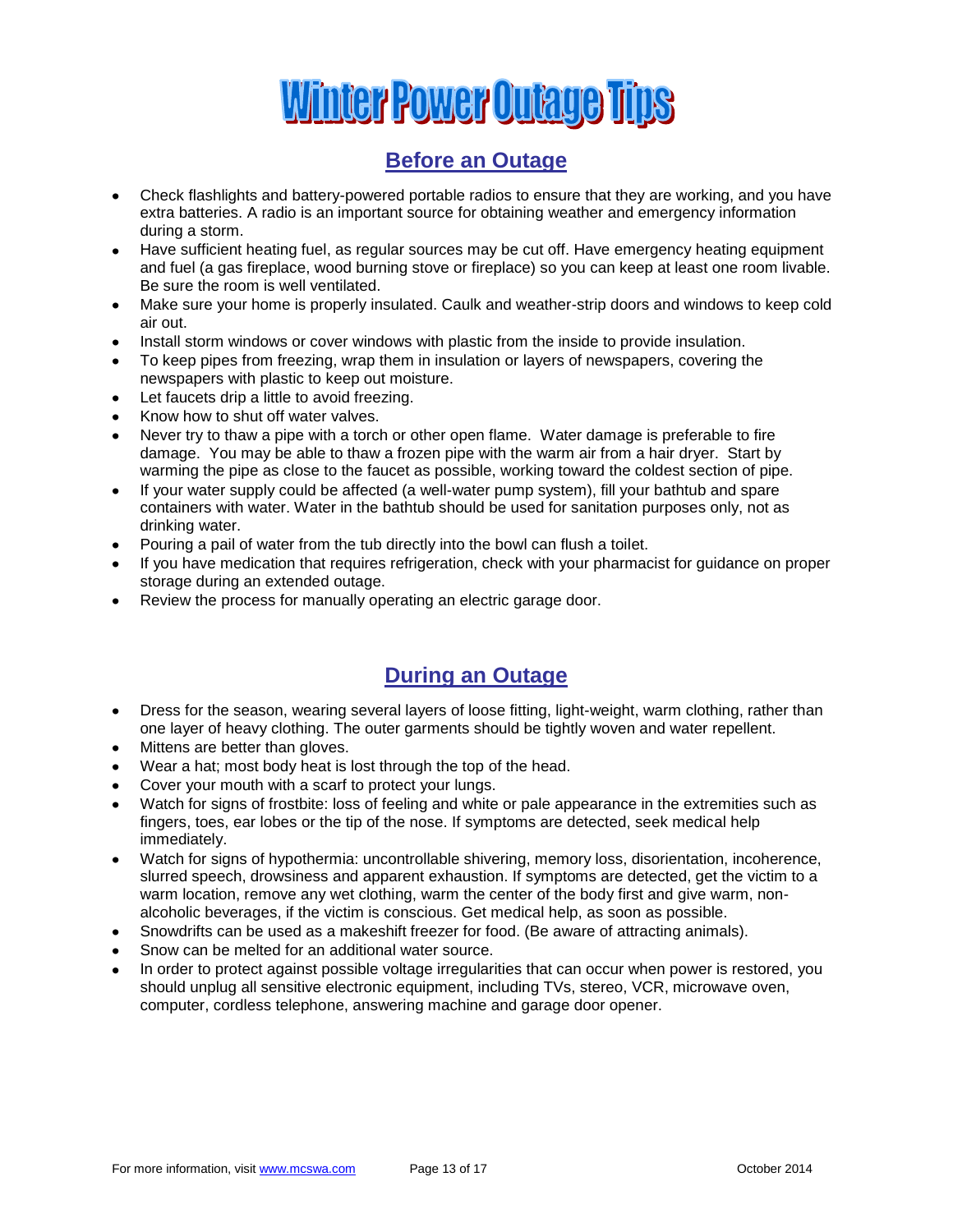# Winter Power Outage Tips

## Before an Outage

- Check flashlights and battery-powered portable radios to ensure that they are working, and you have extra batteries. A radio is an important source for obtaining weather and emergency information during a storm.
- Have sufficient heating fuel, as regular sources may be cut off. Have emergency heating equipment and fuel (a gas fireplace, wood burning stove or fireplace) so you can keep at least one room livable. Be sure the room is well ventilated.
- Make sure your home is properly insulated. Caulk and weather-strip doors and windows to keep cold air out.
- Install storm windows or cover windows with plastic from the inside to provide insulation.
- To keep pipes from freezing, wrap them in insulation or layers of newspapers, covering the newspapers with plastic to keep out moisture.
- Let faucets drip a little to avoid freezing.
- Know how to shut off water valves.
- Never try to thaw a pipe with a torch or other open flame. Water damage is preferable to fire damage. You may be able to thaw a frozen pipe with the warm air from a hair dryer. Start by warming the pipe as close to the faucet as possible, working toward the coldest section of pipe.
- If your water supply could be affected (a well-water pump system), fill your bathtub and spare containers with water. Water in the bathtub should be used for sanitation purposes only, not as drinking water.
- Pouring a pail of water from the tub directly into the bowl can flush a toilet.
- If you have medication that requires refrigeration, check with your pharmacist for guidance on proper storage during an extended outage.
- Review the process for manually operating an electric garage door.

## During an Outage

- Dress for the season, wearing several layers of loose fitting, light-weight, warm clothing, rather than one layer of heavy clothing. The outer garments should be tightly woven and water repellent.
- Mittens are better than gloves.
- Wear a hat; most body heat is lost through the top of the head.
- Cover your mouth with a scarf to protect your lungs.
- Watch for signs of frostbite: loss of feeling and white or pale appearance in the extremities such as fingers, toes, ear lobes or the tip of the nose. If symptoms are detected, seek medical help immediately.
- Watch for signs of hypothermia: uncontrollable shivering, memory loss, disorientation, incoherence, slurred speech, drowsiness and apparent exhaustion. If symptoms are detected, get the victim to a warm location, remove any wet clothing, warm the center of the body first and give warm, non-alcoholic beverages, if the victim is conscious. Get medical help, as soon as possible.
- Snowdrifts can be used as a makeshift freezer for food. (Be aware of attracting animals).
- Snow can be melted for an additional water source.
- In order to protect against possible voltage irregularities that can occur when power is restored, you should unplug all sensitive electronic equipment, including TVs, stereo, VCR, microwave oven, computer, cordless telephone, answering machine and garage door opener.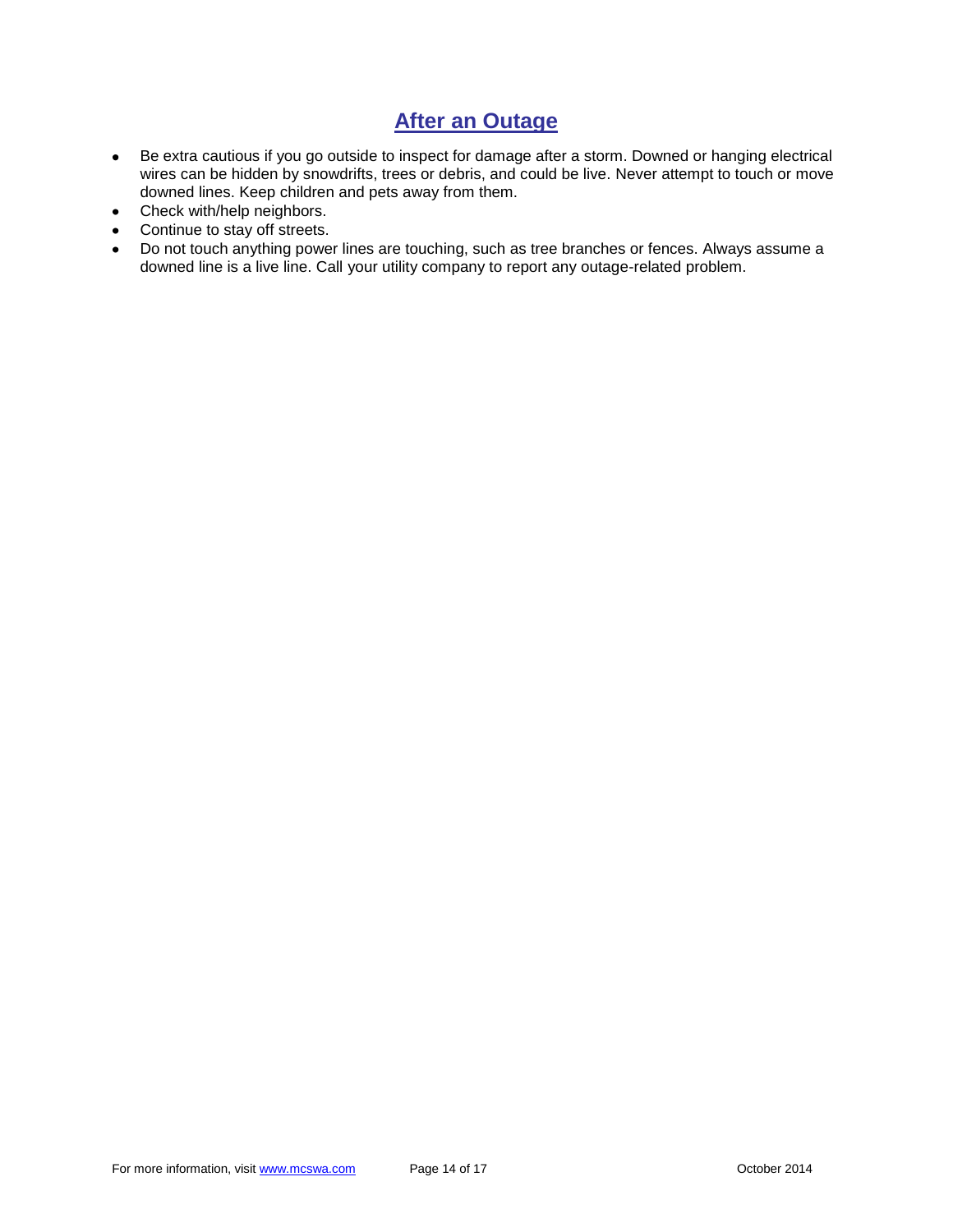## After an Outage

- Be extra cautious if you go outside to inspect for damage after a storm. Downed or hanging electrical wires can be hidden by snowdrifts, trees or debris, and could be live. Never attempt to touch or move downed lines. Keep children and pets away from them.
- Check with/help neighbors.
- Continue to stay off streets.
- Do not touch anything power lines are touching, such as tree branches or fences. Always assume a downed line is a live line. Call your utility company to report any outage-related problem.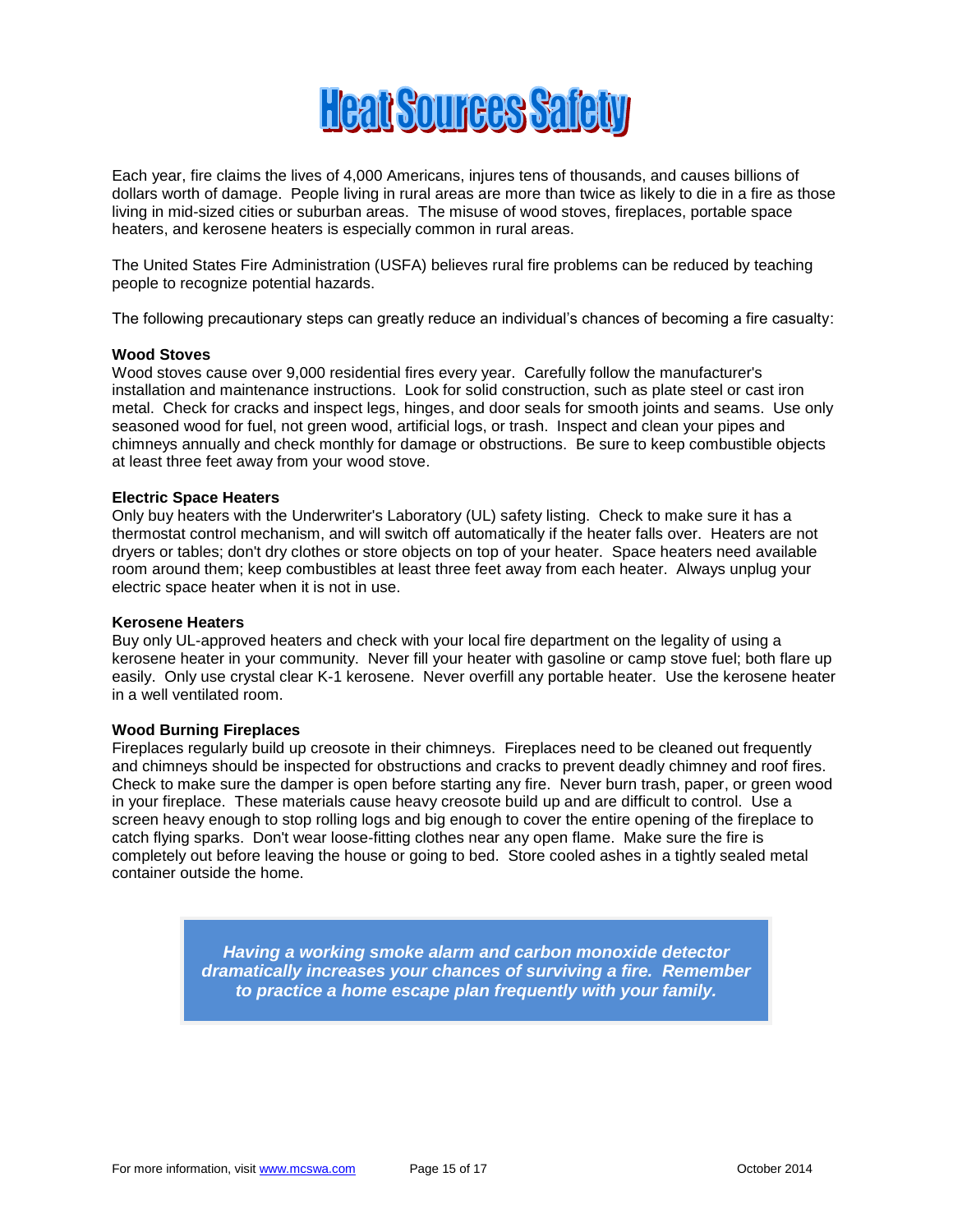# Heat Sources Safety

Each year, fire claims the lives of 4,000 Americans, injures tens of thousands, and causes billions of dollars worth of damage. People living in rural areas are more than twice as likely to die in a fire as those living in mid-sized cities or suburban areas. The misuse of wood stoves, fireplaces, portable space heaters, and kerosene heaters is especially common in rural areas.

The United States Fire Administration (USFA) believes rural fire problems can be reduced by teaching people to recognize potential hazards.

The following precautionary steps can greatly reduce an individual's chances of becoming a fire casualty:

**Wood Stoves**
Wood stoves cause over 9,000 residential fires every year. Carefully follow the manufacturer's installation and maintenance instructions. Look for solid construction, such as plate steel or cast iron metal. Check for cracks and inspect legs, hinges, and door seals for smooth joints and seams. Use only seasoned wood for fuel, not green wood, artificial logs, or trash. Inspect and clean your pipes and chimneys annually and check monthly for damage or obstructions. Be sure to keep combustible objects at least three feet away from your wood stove.

**Electric Space Heaters**
Only buy heaters with the Underwriter's Laboratory (UL) safety listing. Check to make sure it has a thermostat control mechanism, and will switch off automatically if the heater falls over. Heaters are not dryers or tables; don't dry clothes or store objects on top of your heater. Space heaters need available room around them; keep combustibles at least three feet away from each heater. Always unplug your electric space heater when it is not in use.

**Kerosene Heaters**
Buy only UL-approved heaters and check with your local fire department on the legality of using a kerosene heater in your community. Never fill your heater with gasoline or camp stove fuel; both flare up easily. Only use crystal clear K-1 kerosene. Never overfill any portable heater. Use the kerosene heater in a well ventilated room.

**Wood Burning Fireplaces**
Fireplaces regularly build up creosote in their chimneys. Fireplaces need to be cleaned out frequently and chimneys should be inspected for obstructions and cracks to prevent deadly chimney and roof fires. Check to make sure the damper is open before starting any fire. Never burn trash, paper, or green wood in your fireplace. These materials cause heavy creosote build up and are difficult to control. Use a screen heavy enough to stop rolling logs and big enough to cover the entire opening of the fireplace to catch flying sparks. Don't wear loose-fitting clothes near any open flame. Make sure the fire is completely out before leaving the house or going to bed. Store cooled ashes in a tightly sealed metal container outside the home.

***Having a working smoke alarm and carbon monoxide detector dramatically increases your chances of surviving a fire. Remember to practice a home escape plan frequently with your family.***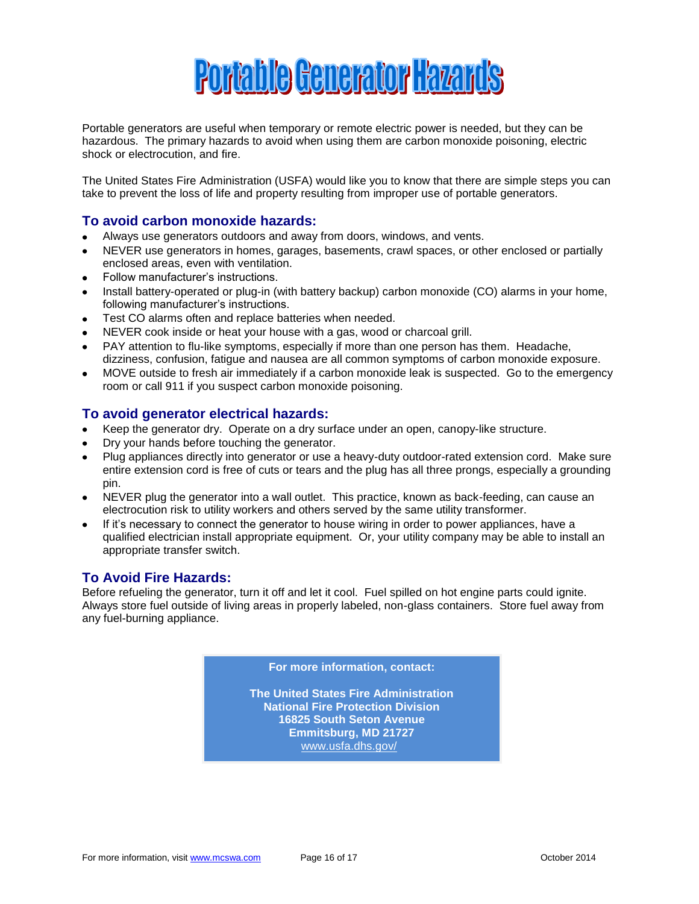# Portable Generator Hazards

Portable generators are useful when temporary or remote electric power is needed, but they can be hazardous. The primary hazards to avoid when using them are carbon monoxide poisoning, electric shock or electrocution, and fire.

The United States Fire Administration (USFA) would like you to know that there are simple steps you can take to prevent the loss of life and property resulting from improper use of portable generators.

## To avoid carbon monoxide hazards:

- Always use generators outdoors and away from doors, windows, and vents.
- NEVER use generators in homes, garages, basements, crawl spaces, or other enclosed or partially enclosed areas, even with ventilation.
- Follow manufacturer's instructions.
- Install battery-operated or plug-in (with battery backup) carbon monoxide (CO) alarms in your home, following manufacturer's instructions.
- Test CO alarms often and replace batteries when needed.
- NEVER cook inside or heat your house with a gas, wood or charcoal grill.
- PAY attention to flu-like symptoms, especially if more than one person has them. Headache, dizziness, confusion, fatigue and nausea are all common symptoms of carbon monoxide exposure.
- MOVE outside to fresh air immediately if a carbon monoxide leak is suspected. Go to the emergency room or call 911 if you suspect carbon monoxide poisoning.

## To avoid generator electrical hazards:

- Keep the generator dry. Operate on a dry surface under an open, canopy-like structure.
- Dry your hands before touching the generator.
- Plug appliances directly into generator or use a heavy-duty outdoor-rated extension cord. Make sure entire extension cord is free of cuts or tears and the plug has all three prongs, especially a grounding pin.
- NEVER plug the generator into a wall outlet. This practice, known as back-feeding, can cause an electrocution risk to utility workers and others served by the same utility transformer.
- If it's necessary to connect the generator to house wiring in order to power appliances, have a qualified electrician install appropriate equipment. Or, your utility company may be able to install an appropriate transfer switch.

## To Avoid Fire Hazards:

Before refueling the generator, turn it off and let it cool. Fuel spilled on hot engine parts could ignite. Always store fuel outside of living areas in properly labeled, non-glass containers. Store fuel away from any fuel-burning appliance.

**For more information, contact:**

**The United States Fire Administration**
**National Fire Protection Division**
**16825 South Seton Avenue**
**Emmitsburg, MD 21727**
www.usfa.dhs.gov/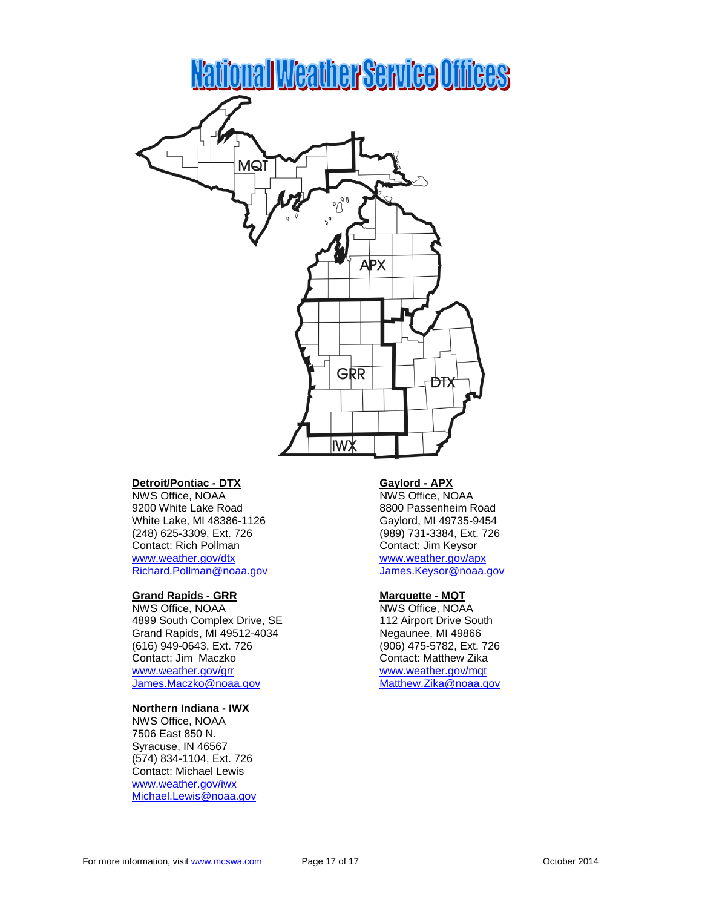# National Weather Service Offices

MQT

APX

GRR

DTX

IWX

**Detroit/Pontiac - DTX**
NWS Office, NOAA
9200 White Lake Road
White Lake, MI 48386-1126
(248) 625-3309, Ext. 726
Contact: Rich Pollman
www.weather.gov/dtx
Richard.Pollman@noaa.gov

**Grand Rapids - GRR**
NWS Office, NOAA
4899 South Complex Drive, SE
Grand Rapids, MI 49512-4034
(616) 949-0643, Ext. 726
Contact: Jim Maczko
www.weather.gov/grr
James.Maczko@noaa.gov

**Northern Indiana - IWX**
NWS Office, NOAA
7506 East 850 N.
Syracuse, IN 46567
(574) 834-1104, Ext. 726
Contact: Michael Lewis
www.weather.gov/iwx
Michael.Lewis@noaa.gov

**Gaylord - APX**
NWS Office, NOAA
8800 Passenheim Road
Gaylord, MI 49735-9454
(989) 731-3384, Ext. 726
Contact: Jim Keysor
www.weather.gov/apx
James.Keysor@noaa.gov

**Marquette - MQT**
NWS Office, NOAA
112 Airport Drive South
Negaunee, MI 49866
(906) 475-5782, Ext. 726
Contact: Matthew Zika
www.weather.gov/mqt
Matthew.Zika@noaa.gov